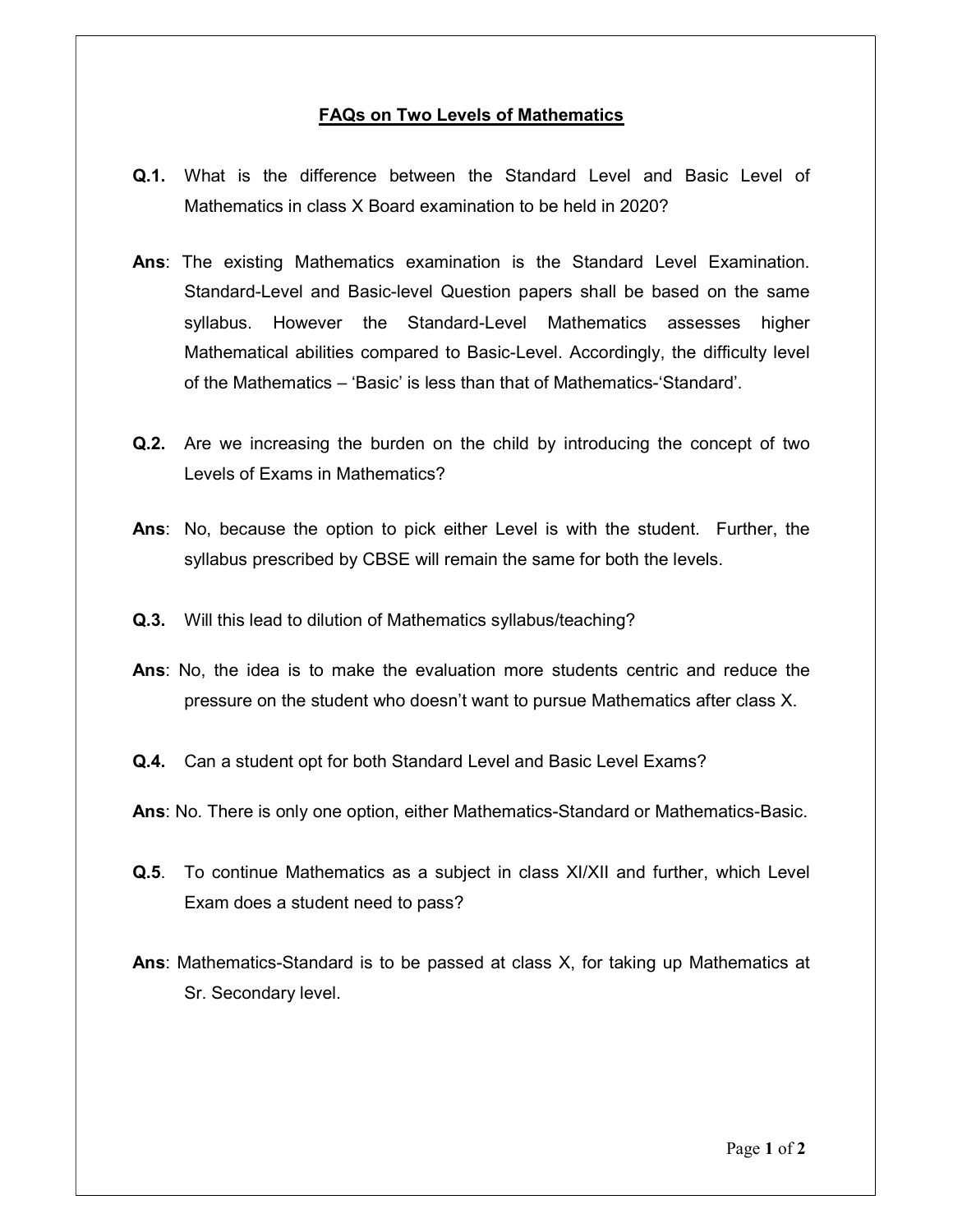# FAQs on Two Levels of Mathematics

**Q.1.** What is the difference between the Standard Level and Basic Level of Mathematics in class X Board examination to be held in 2020?

**Ans**: The existing Mathematics examination is the Standard Level Examination. Standard-Level and Basic-level Question papers shall be based on the same syllabus. However the Standard-Level Mathematics assesses higher Mathematical abilities compared to Basic-Level. Accordingly, the difficulty level of the Mathematics – 'Basic' is less than that of Mathematics-'Standard'.

**Q.2.** Are we increasing the burden on the child by introducing the concept of two Levels of Exams in Mathematics?

**Ans**: No, because the option to pick either Level is with the student. Further, the syllabus prescribed by CBSE will remain the same for both the levels.

**Q.3.** Will this lead to dilution of Mathematics syllabus/teaching?

**Ans**: No, the idea is to make the evaluation more students centric and reduce the pressure on the student who doesn't want to pursue Mathematics after class X.

**Q.4.** Can a student opt for both Standard Level and Basic Level Exams?

**Ans**: No. There is only one option, either Mathematics-Standard or Mathematics-Basic.

**Q.5**. To continue Mathematics as a subject in class XI/XII and further, which Level Exam does a student need to pass?

**Ans**: Mathematics-Standard is to be passed at class X, for taking up Mathematics at Sr. Secondary level.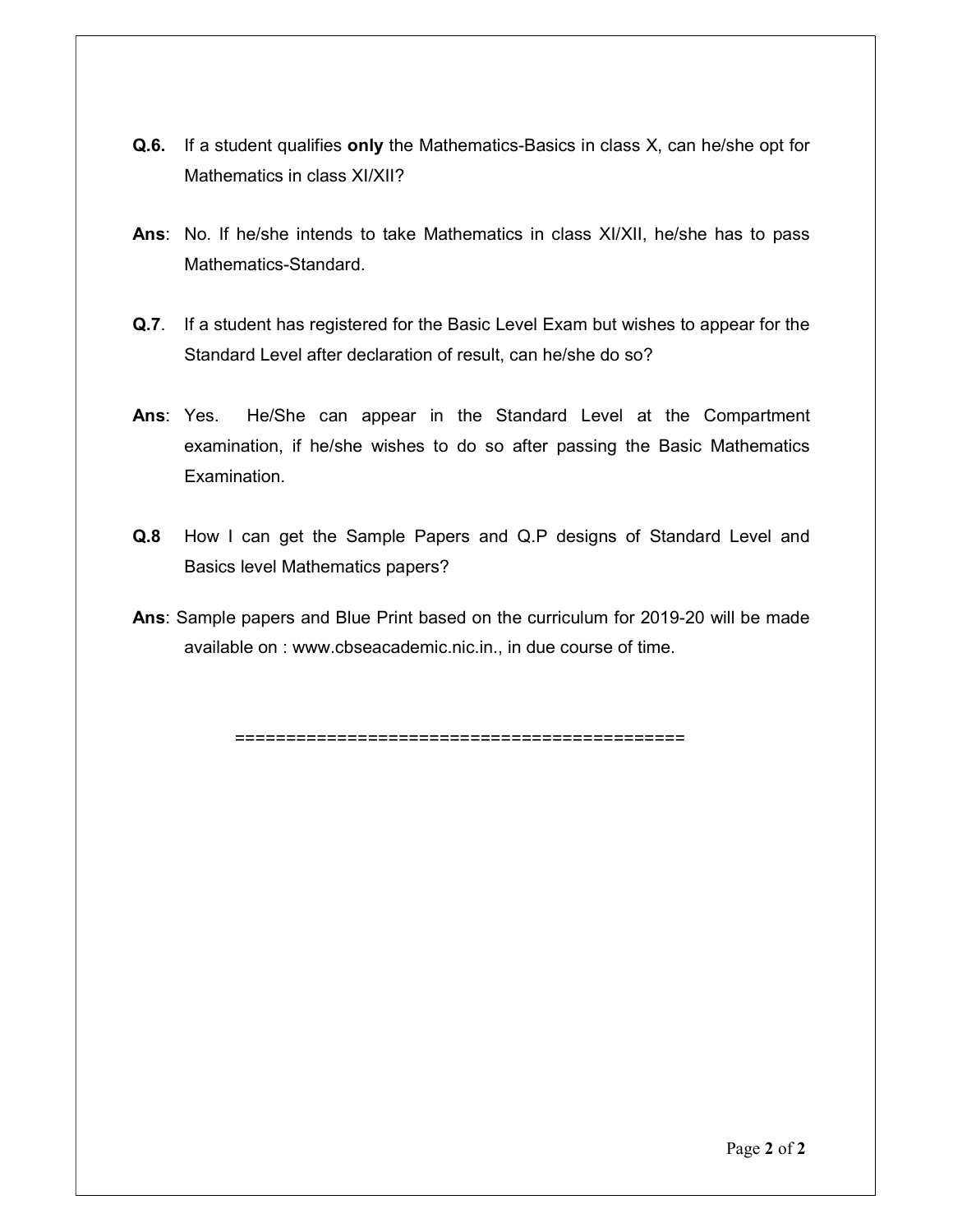**Q.6.** If a student qualifies **only** the Mathematics-Basics in class X, can he/she opt for Mathematics in class XI/XII?

**Ans**: No. If he/she intends to take Mathematics in class XI/XII, he/she has to pass Mathematics-Standard.

**Q.7**. If a student has registered for the Basic Level Exam but wishes to appear for the Standard Level after declaration of result, can he/she do so?

**Ans**: Yes. He/She can appear in the Standard Level at the Compartment examination, if he/she wishes to do so after passing the Basic Mathematics Examination.

**Q.8** How I can get the Sample Papers and Q.P designs of Standard Level and Basics level Mathematics papers?

**Ans**: Sample papers and Blue Print based on the curriculum for 2019-20 will be made available on : www.cbseacademic.nic.in., in due course of time.

============================================